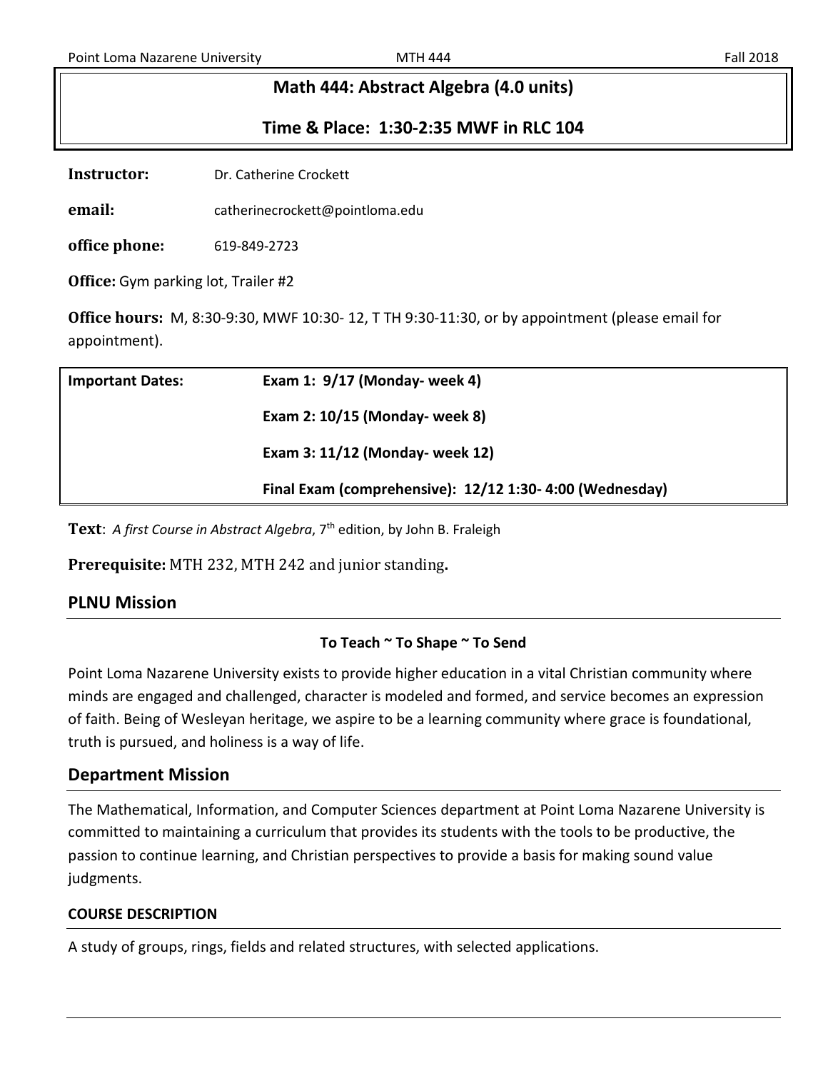# Math 444: Abstract Algebra (4.0 units)

## Time & Place: 1:30-2:35 MWF in RLC 104

**Instructor:** Dr. Catherine Crockett

**email:** catherinecrockett@pointloma.edu

**office phone:** 619-849-2723

**Office:** Gym parking lot, Trailer #2

**Office hours:** M, 8:30-9:30, MWF 10:30- 12, T TH 9:30-11:30, or by appointment (please email for appointment).

| **Important Dates:** | **Exam 1: 9/17 (Monday- week 4)** |
| --- | --- |
| | **Exam 2: 10/15 (Monday- week 8)** |
| | **Exam 3: 11/12 (Monday- week 12)** |
| | **Final Exam (comprehensive): 12/12 1:30- 4:00 (Wednesday)** |

**Text**: *A first Course in Abstract Algebra*, 7th edition, by John B. Fraleigh

**Prerequisite:** MTH 232, MTH 242 and junior standing**.**

## PLNU Mission

**To Teach ~ To Shape ~ To Send**

Point Loma Nazarene University exists to provide higher education in a vital Christian community where minds are engaged and challenged, character is modeled and formed, and service becomes an expression of faith. Being of Wesleyan heritage, we aspire to be a learning community where grace is foundational, truth is pursued, and holiness is a way of life.

## Department Mission

The Mathematical, Information, and Computer Sciences department at Point Loma Nazarene University is committed to maintaining a curriculum that provides its students with the tools to be productive, the passion to continue learning, and Christian perspectives to provide a basis for making sound value judgments.

### COURSE DESCRIPTION

A study of groups, rings, fields and related structures, with selected applications.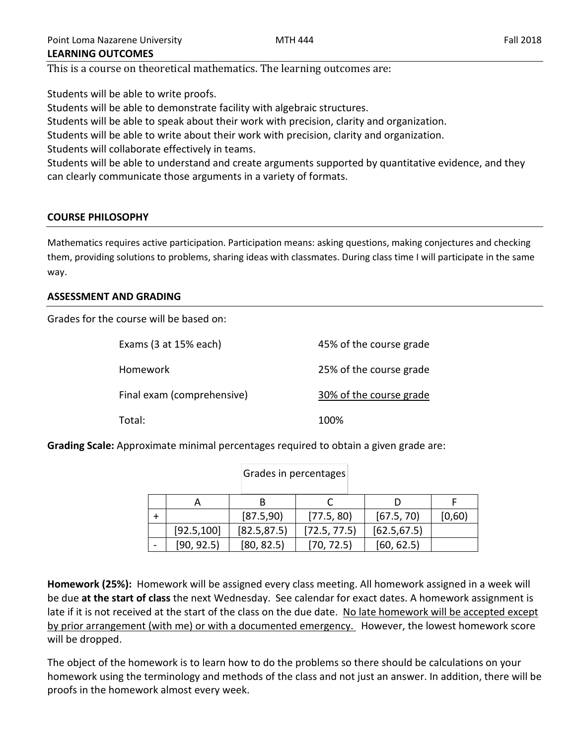## LEARNING OUTCOMES

This is a course on theoretical mathematics. The learning outcomes are:

Students will be able to write proofs.
Students will be able to demonstrate facility with algebraic structures.
Students will be able to speak about their work with precision, clarity and organization.
Students will be able to write about their work with precision, clarity and organization.
Students will collaborate effectively in teams.
Students will be able to understand and create arguments supported by quantitative evidence, and they can clearly communicate those arguments in a variety of formats.

## COURSE PHILOSOPHY

Mathematics requires active participation. Participation means: asking questions, making conjectures and checking them, providing solutions to problems, sharing ideas with classmates. During class time I will participate in the same way.

## ASSESSMENT AND GRADING

Grades for the course will be based on:

| | |
|---|---|
| Exams (3 at 15% each) | 45% of the course grade |
| Homework | 25% of the course grade |
| Final exam (comprehensive) | <u>30% of the course grade</u> |
| Total: | 100% |

**Grading Scale:** Approximate minimal percentages required to obtain a given grade are:

Grades in percentages

| | A | B | C | D | F |
|---|---|---|---|---|---|
| + | | [87.5,90) | [77.5, 80) | [67.5, 70) | [0,60) |
| | [92.5,100] | [82.5,87.5) | [72.5, 77.5) | [62.5,67.5) | |
| - | [90, 92.5) | [80, 82.5) | [70, 72.5) | [60, 62.5) | |

**Homework (25%):** Homework will be assigned every class meeting. All homework assigned in a week will be due **at the start of class** the next Wednesday. See calendar for exact dates. A homework assignment is late if it is not received at the start of the class on the due date. <u>No late homework will be accepted except by prior arrangement (with me) or with a documented emergency.</u> However, the lowest homework score will be dropped.

The object of the homework is to learn how to do the problems so there should be calculations on your homework using the terminology and methods of the class and not just an answer. In addition, there will be proofs in the homework almost every week.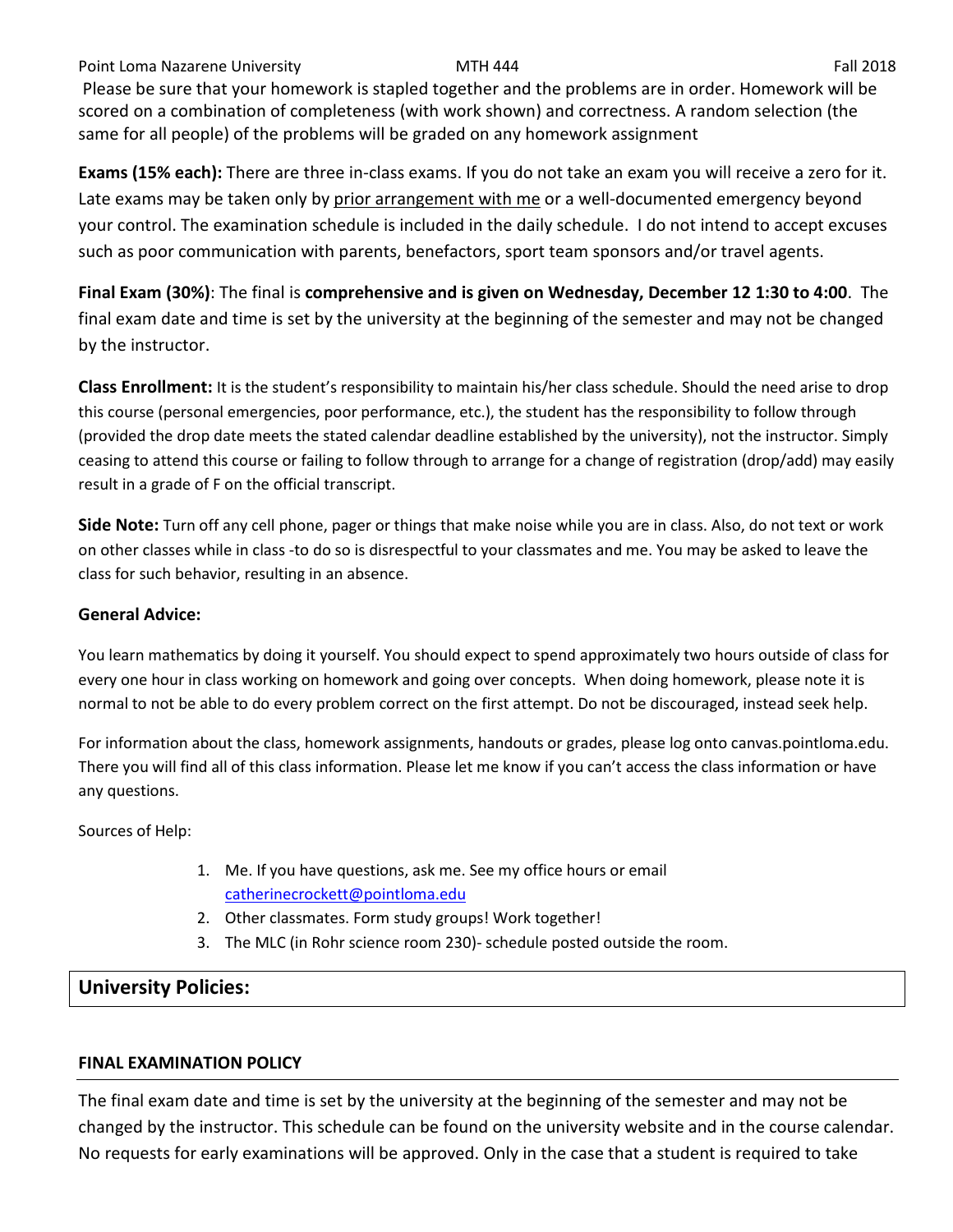Please be sure that your homework is stapled together and the problems are in order. Homework will be scored on a combination of completeness (with work shown) and correctness. A random selection (the same for all people) of the problems will be graded on any homework assignment

**Exams (15% each):** There are three in-class exams. If you do not take an exam you will receive a zero for it. Late exams may be taken only by prior arrangement with me or a well-documented emergency beyond your control. The examination schedule is included in the daily schedule. I do not intend to accept excuses such as poor communication with parents, benefactors, sport team sponsors and/or travel agents.

**Final Exam (30%)**: The final is **comprehensive and is given on Wednesday, December 12 1:30 to 4:00**. The final exam date and time is set by the university at the beginning of the semester and may not be changed by the instructor.

**Class Enrollment:** It is the student's responsibility to maintain his/her class schedule. Should the need arise to drop this course (personal emergencies, poor performance, etc.), the student has the responsibility to follow through (provided the drop date meets the stated calendar deadline established by the university), not the instructor. Simply ceasing to attend this course or failing to follow through to arrange for a change of registration (drop/add) may easily result in a grade of F on the official transcript.

**Side Note:** Turn off any cell phone, pager or things that make noise while you are in class. Also, do not text or work on other classes while in class -to do so is disrespectful to your classmates and me. You may be asked to leave the class for such behavior, resulting in an absence.

**General Advice:**

You learn mathematics by doing it yourself. You should expect to spend approximately two hours outside of class for every one hour in class working on homework and going over concepts. When doing homework, please note it is normal to not be able to do every problem correct on the first attempt. Do not be discouraged, instead seek help.

For information about the class, homework assignments, handouts or grades, please log onto canvas.pointloma.edu. There you will find all of this class information. Please let me know if you can't access the class information or have any questions.

Sources of Help:

1. Me. If you have questions, ask me. See my office hours or email catherinecrockett@pointloma.edu
2. Other classmates. Form study groups! Work together!
3. The MLC (in Rohr science room 230)- schedule posted outside the room.

## University Policies:

### FINAL EXAMINATION POLICY

The final exam date and time is set by the university at the beginning of the semester and may not be changed by the instructor. This schedule can be found on the university website and in the course calendar. No requests for early examinations will be approved. Only in the case that a student is required to take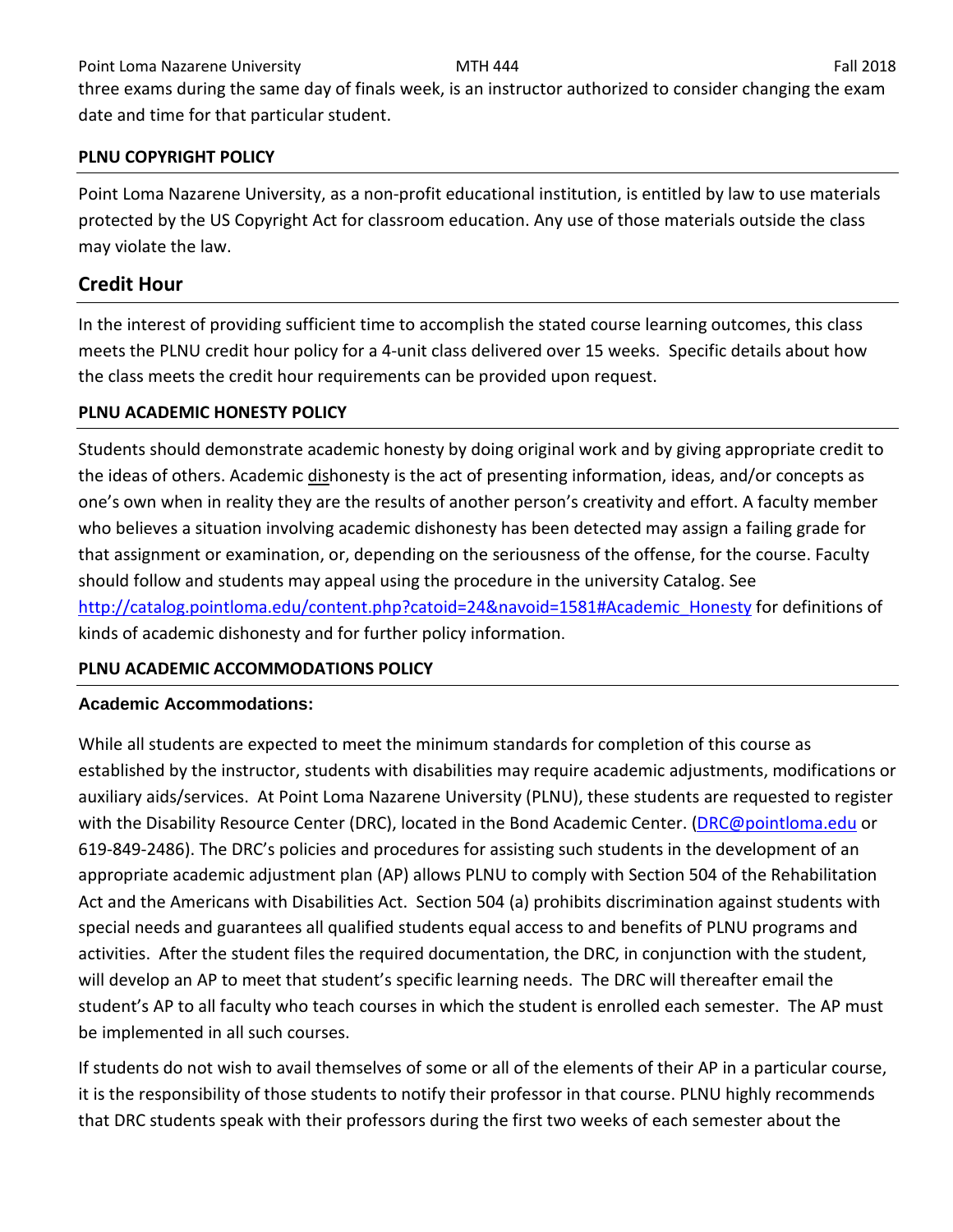three exams during the same day of finals week, is an instructor authorized to consider changing the exam date and time for that particular student.

**PLNU COPYRIGHT POLICY**

Point Loma Nazarene University, as a non-profit educational institution, is entitled by law to use materials protected by the US Copyright Act for classroom education. Any use of those materials outside the class may violate the law.

## Credit Hour

In the interest of providing sufficient time to accomplish the stated course learning outcomes, this class meets the PLNU credit hour policy for a 4-unit class delivered over 15 weeks. Specific details about how the class meets the credit hour requirements can be provided upon request.

**PLNU ACADEMIC HONESTY POLICY**

Students should demonstrate academic honesty by doing original work and by giving appropriate credit to the ideas of others. Academic dishonesty is the act of presenting information, ideas, and/or concepts as one's own when in reality they are the results of another person's creativity and effort. A faculty member who believes a situation involving academic dishonesty has been detected may assign a failing grade for that assignment or examination, or, depending on the seriousness of the offense, for the course. Faculty should follow and students may appeal using the procedure in the university Catalog. See http://catalog.pointloma.edu/content.php?catoid=24&navoid=1581#Academic_Honesty for definitions of kinds of academic dishonesty and for further policy information.

**PLNU ACADEMIC ACCOMMODATIONS POLICY**

**Academic Accommodations:**

While all students are expected to meet the minimum standards for completion of this course as established by the instructor, students with disabilities may require academic adjustments, modifications or auxiliary aids/services. At Point Loma Nazarene University (PLNU), these students are requested to register with the Disability Resource Center (DRC), located in the Bond Academic Center. (DRC@pointloma.edu or 619-849-2486). The DRC's policies and procedures for assisting such students in the development of an appropriate academic adjustment plan (AP) allows PLNU to comply with Section 504 of the Rehabilitation Act and the Americans with Disabilities Act. Section 504 (a) prohibits discrimination against students with special needs and guarantees all qualified students equal access to and benefits of PLNU programs and activities. After the student files the required documentation, the DRC, in conjunction with the student, will develop an AP to meet that student's specific learning needs. The DRC will thereafter email the student's AP to all faculty who teach courses in which the student is enrolled each semester. The AP must be implemented in all such courses.

If students do not wish to avail themselves of some or all of the elements of their AP in a particular course, it is the responsibility of those students to notify their professor in that course. PLNU highly recommends that DRC students speak with their professors during the first two weeks of each semester about the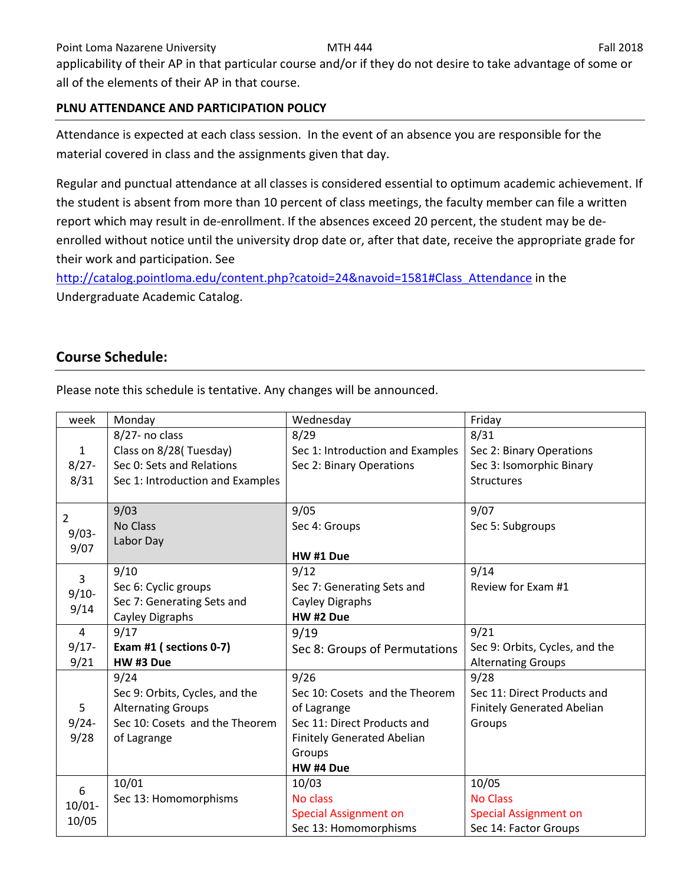applicability of their AP in that particular course and/or if they do not desire to take advantage of some or all of the elements of their AP in that course.

**PLNU ATTENDANCE AND PARTICIPATION POLICY**

Attendance is expected at each class session. In the event of an absence you are responsible for the material covered in class and the assignments given that day.

Regular and punctual attendance at all classes is considered essential to optimum academic achievement. If the student is absent from more than 10 percent of class meetings, the faculty member can file a written report which may result in de-enrollment. If the absences exceed 20 percent, the student may be de-enrolled without notice until the university drop date or, after that date, receive the appropriate grade for their work and participation. See http://catalog.pointloma.edu/content.php?catoid=24&navoid=1581#Class_Attendance in the Undergraduate Academic Catalog.

## Course Schedule:

Please note this schedule is tentative. Any changes will be announced.

| week | Monday | Wednesday | Friday |
|---|---|---|---|
| 1 8/27-8/31 | 8/27- no class Class on 8/28( Tuesday) Sec 0: Sets and Relations Sec 1: Introduction and Examples | 8/29 Sec 1: Introduction and Examples Sec 2: Binary Operations | 8/31 Sec 2: Binary Operations Sec 3: Isomorphic Binary Structures |
| 2 9/03-9/07 | 9/03 No Class Labor Day | 9/05 Sec 4: Groups **HW #1 Due** | 9/07 Sec 5: Subgroups |
| 3 9/10-9/14 | 9/10 Sec 6: Cyclic groups Sec 7: Generating Sets and Cayley Digraphs | 9/12 Sec 7: Generating Sets and Cayley Digraphs **HW #2 Due** | 9/14 Review for Exam #1 |
| 4 9/17-9/21 | 9/17 **Exam #1 ( sections 0-7)** **HW #3 Due** | 9/19 Sec 8: Groups of Permutations | 9/21 Sec 9: Orbits, Cycles, and the Alternating Groups |
| 5 9/24-9/28 | 9/24 Sec 9: Orbits, Cycles, and the Alternating Groups Sec 10: Cosets and the Theorem of Lagrange | 9/26 Sec 10: Cosets and the Theorem of Lagrange Sec 11: Direct Products and Finitely Generated Abelian Groups **HW #4 Due** | 9/28 Sec 11: Direct Products and Finitely Generated Abelian Groups |
| 6 10/01-10/05 | 10/01 Sec 13: Homomorphisms | 10/03 No class Special Assignment on Sec 13: Homomorphisms | 10/05 No Class Special Assignment on Sec 14: Factor Groups |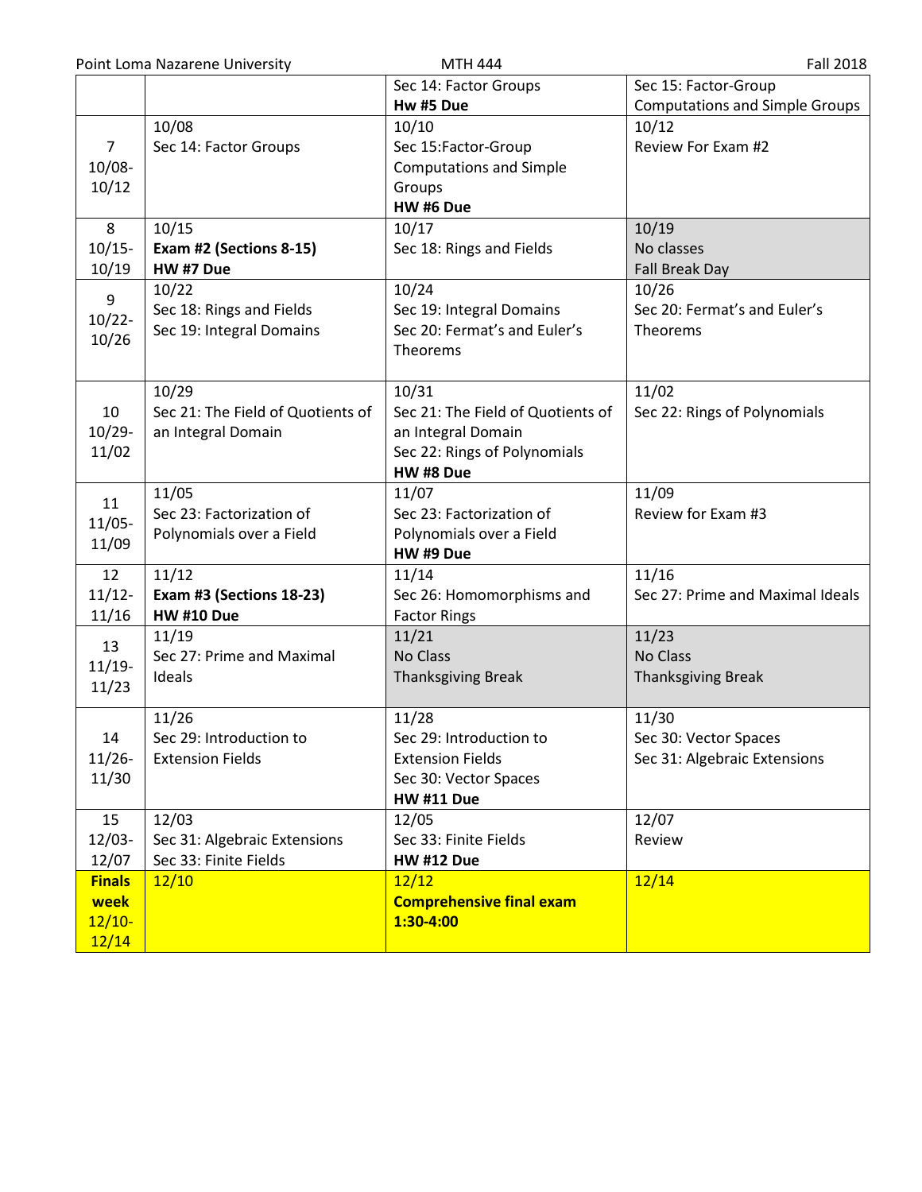| | | | |
|---|---|---|---|
| | | Sec 14: Factor Groups<br>**Hw #5 Due** | Sec 15: Factor-Group Computations and Simple Groups |
| 7<br>10/08-10/12 | 10/08<br>Sec 14: Factor Groups | 10/10<br>Sec 15:Factor-Group Computations and Simple Groups<br>**HW #6 Due** | 10/12<br>Review For Exam #2 |
| 8<br>10/15-10/19 | 10/15<br>**Exam #2 (Sections 8-15)**<br>**HW #7 Due** | 10/17<br>Sec 18: Rings and Fields | 10/19<br>No classes<br>Fall Break Day |
| 9<br>10/22-10/26 | 10/22<br>Sec 18: Rings and Fields<br>Sec 19: Integral Domains | 10/24<br>Sec 19: Integral Domains<br>Sec 20: Fermat's and Euler's Theorems | 10/26<br>Sec 20: Fermat's and Euler's Theorems |
| 10<br>10/29-11/02 | 10/29<br>Sec 21: The Field of Quotients of an Integral Domain | 10/31<br>Sec 21: The Field of Quotients of an Integral Domain<br>Sec 22: Rings of Polynomials<br>**HW #8 Due** | 11/02<br>Sec 22: Rings of Polynomials |
| 11<br>11/05-11/09 | 11/05<br>Sec 23: Factorization of Polynomials over a Field | 11/07<br>Sec 23: Factorization of Polynomials over a Field<br>**HW #9 Due** | 11/09<br>Review for Exam #3 |
| 12<br>11/12-11/16 | 11/12<br>**Exam #3 (Sections 18-23)**<br>**HW #10 Due** | 11/14<br>Sec 26: Homomorphisms and Factor Rings | 11/16<br>Sec 27: Prime and Maximal Ideals |
| 13<br>11/19-11/23 | 11/19<br>Sec 27: Prime and Maximal Ideals | 11/21<br>No Class<br>Thanksgiving Break | 11/23<br>No Class<br>Thanksgiving Break |
| 14<br>11/26-11/30 | 11/26<br>Sec 29: Introduction to Extension Fields | 11/28<br>Sec 29: Introduction to Extension Fields<br>Sec 30: Vector Spaces<br>**HW #11 Due** | 11/30<br>Sec 30: Vector Spaces<br>Sec 31: Algebraic Extensions |
| 15<br>12/03-12/07 | 12/03<br>Sec 31: Algebraic Extensions<br>Sec 33: Finite Fields | 12/05<br>Sec 33: Finite Fields<br>**HW #12 Due** | 12/07<br>Review |
| **Finals week 12/10-12/14** | 12/10 | 12/12<br>**Comprehensive final exam 1:30-4:00** | 12/14 |